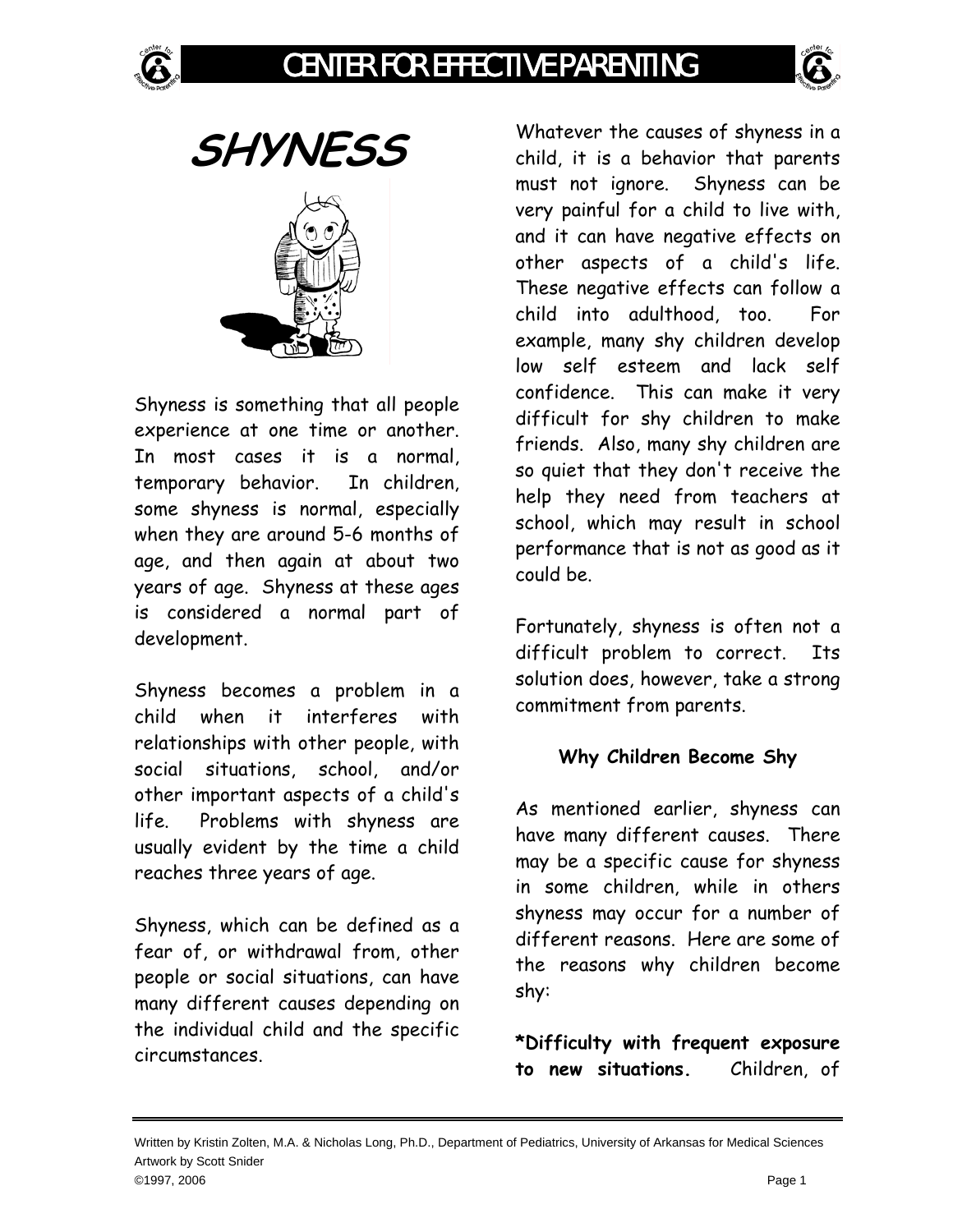# SHYNESS

Shyness is something that all people experience at one time or another. In most cases it is a normal, temporary behavior. In children, some shyness is normal, especially when they are around 5-6 months of age, and then again at about two years of age. Shyness at these ages is considered a normal part of development.

Shyness becomes a problem in a child when it interferes with relationships with other people, with social situations, school, and/or other important aspects of a child's life. Problems with shyness are usually evident by the time a child reaches three years of age.

Shyness, which can be defined as a fear of, or withdrawal from, other people or social situations, can have many different causes depending on the individual child and the specific circumstances.

Whatever the causes of shyness in a child, it is a behavior that parents must not ignore. Shyness can be very painful for a child to live with, and it can have negative effects on other aspects of a child's life. These negative effects can follow a child into adulthood, too. For example, many shy children develop low self esteem and lack self confidence. This can make it very difficult for shy children to make friends. Also, many shy children are so quiet that they don't receive the help they need from teachers at school, which may result in school performance that is not as good as it could be.

Fortunately, shyness is often not a difficult problem to correct. Its solution does, however, take a strong commitment from parents.

### Why Children Become Shy

As mentioned earlier, shyness can have many different causes. There may be a specific cause for shyness in some children, while in others shyness may occur for a number of different reasons. Here are some of the reasons why children become shy:

**\*Difficulty with frequent exposure to new situations.** Children, of

Written by Kristin Zolten, M.A. & Nicholas Long, Ph.D., Department of Pediatrics, University of Arkansas for Medical Sciences
Artwork by Scott Snider
©1997, 2006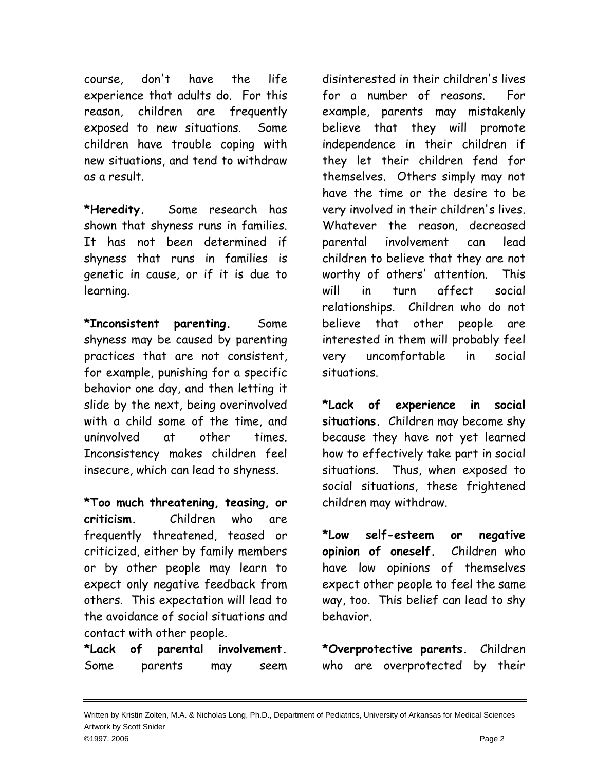course, don't have the life experience that adults do. For this reason, children are frequently exposed to new situations. Some children have trouble coping with new situations, and tend to withdraw as a result.

**\*Heredity.** Some research has shown that shyness runs in families. It has not been determined if shyness that runs in families is genetic in cause, or if it is due to learning.

**\*Inconsistent parenting.** Some shyness may be caused by parenting practices that are not consistent, for example, punishing for a specific behavior one day, and then letting it slide by the next, being overinvolved with a child some of the time, and uninvolved at other times. Inconsistency makes children feel insecure, which can lead to shyness.

**\*Too much threatening, teasing, or criticism.** Children who are frequently threatened, teased or criticized, either by family members or by other people may learn to expect only negative feedback from others. This expectation will lead to the avoidance of social situations and contact with other people.

**\*Lack of parental involvement.** Some parents may seem disinterested in their children's lives for a number of reasons. For example, parents may mistakenly believe that they will promote independence in their children if they let their children fend for themselves. Others simply may not have the time or the desire to be very involved in their children's lives. Whatever the reason, decreased parental involvement can lead children to believe that they are not worthy of others' attention. This will in turn affect social relationships. Children who do not believe that other people are interested in them will probably feel very uncomfortable in social situations.

**\*Lack of experience in social situations.** Children may become shy because they have not yet learned how to effectively take part in social situations. Thus, when exposed to social situations, these frightened children may withdraw.

**\*Low self-esteem or negative opinion of oneself.** Children who have low opinions of themselves expect other people to feel the same way, too. This belief can lead to shy behavior.

**\*Overprotective parents.** Children who are overprotected by their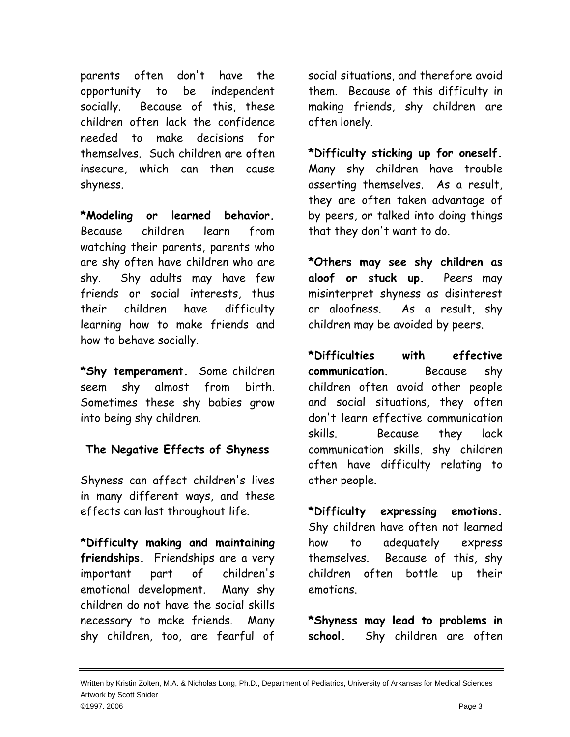parents often don't have the opportunity to be independent socially. Because of this, these children often lack the confidence needed to make decisions for themselves. Such children are often insecure, which can then cause shyness.

**\*Modeling or learned behavior.** Because children learn from watching their parents, parents who are shy often have children who are shy. Shy adults may have few friends or social interests, thus their children have difficulty learning how to make friends and how to behave socially.

**\*Shy temperament.** Some children seem shy almost from birth. Sometimes these shy babies grow into being shy children.

### The Negative Effects of Shyness

Shyness can affect children's lives in many different ways, and these effects can last throughout life.

**\*Difficulty making and maintaining friendships.** Friendships are a very important part of children's emotional development. Many shy children do not have the social skills necessary to make friends. Many shy children, too, are fearful of social situations, and therefore avoid them. Because of this difficulty in making friends, shy children are often lonely.

**\*Difficulty sticking up for oneself.** Many shy children have trouble asserting themselves. As a result, they are often taken advantage of by peers, or talked into doing things that they don't want to do.

**\*Others may see shy children as aloof or stuck up.** Peers may misinterpret shyness as disinterest or aloofness. As a result, shy children may be avoided by peers.

**\*Difficulties with effective communication.** Because shy children often avoid other people and social situations, they often don't learn effective communication skills. Because they lack communication skills, shy children often have difficulty relating to other people.

**\*Difficulty expressing emotions.** Shy children have often not learned how to adequately express themselves. Because of this, shy children often bottle up their emotions.

**\*Shyness may lead to problems in school.** Shy children are often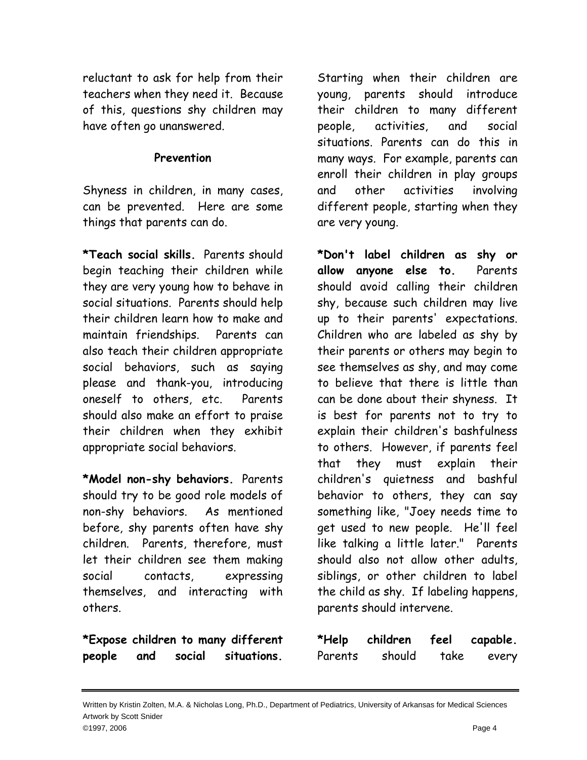reluctant to ask for help from their teachers when they need it. Because of this, questions shy children may have often go unanswered.

### Prevention

Shyness in children, in many cases, can be prevented. Here are some things that parents can do.

***Teach social skills.** Parents should begin teaching their children while they are very young how to behave in social situations. Parents should help their children learn how to make and maintain friendships. Parents can also teach their children appropriate social behaviors, such as saying please and thank-you, introducing oneself to others, etc. Parents should also make an effort to praise their children when they exhibit appropriate social behaviors.

***Model non-shy behaviors.** Parents should try to be good role models of non-shy behaviors. As mentioned before, shy parents often have shy children. Parents, therefore, must let their children see them making social contacts, expressing themselves, and interacting with others.

***Expose children to many different people and social situations.** Starting when their children are young, parents should introduce their children to many different people, activities, and social situations. Parents can do this in many ways. For example, parents can enroll their children in play groups and other activities involving different people, starting when they are very young.

***Don't label children as shy or allow anyone else to.** Parents should avoid calling their children shy, because such children may live up to their parents' expectations. Children who are labeled as shy by their parents or others may begin to see themselves as shy, and may come to believe that there is little than can be done about their shyness. It is best for parents not to try to explain their children's bashfulness to others. However, if parents feel that they must explain their children's quietness and bashful behavior to others, they can say something like, "Joey needs time to get used to new people. He'll feel like talking a little later." Parents should also not allow other adults, siblings, or other children to label the child as shy. If labeling happens, parents should intervene.

***Help children feel capable.** Parents should take every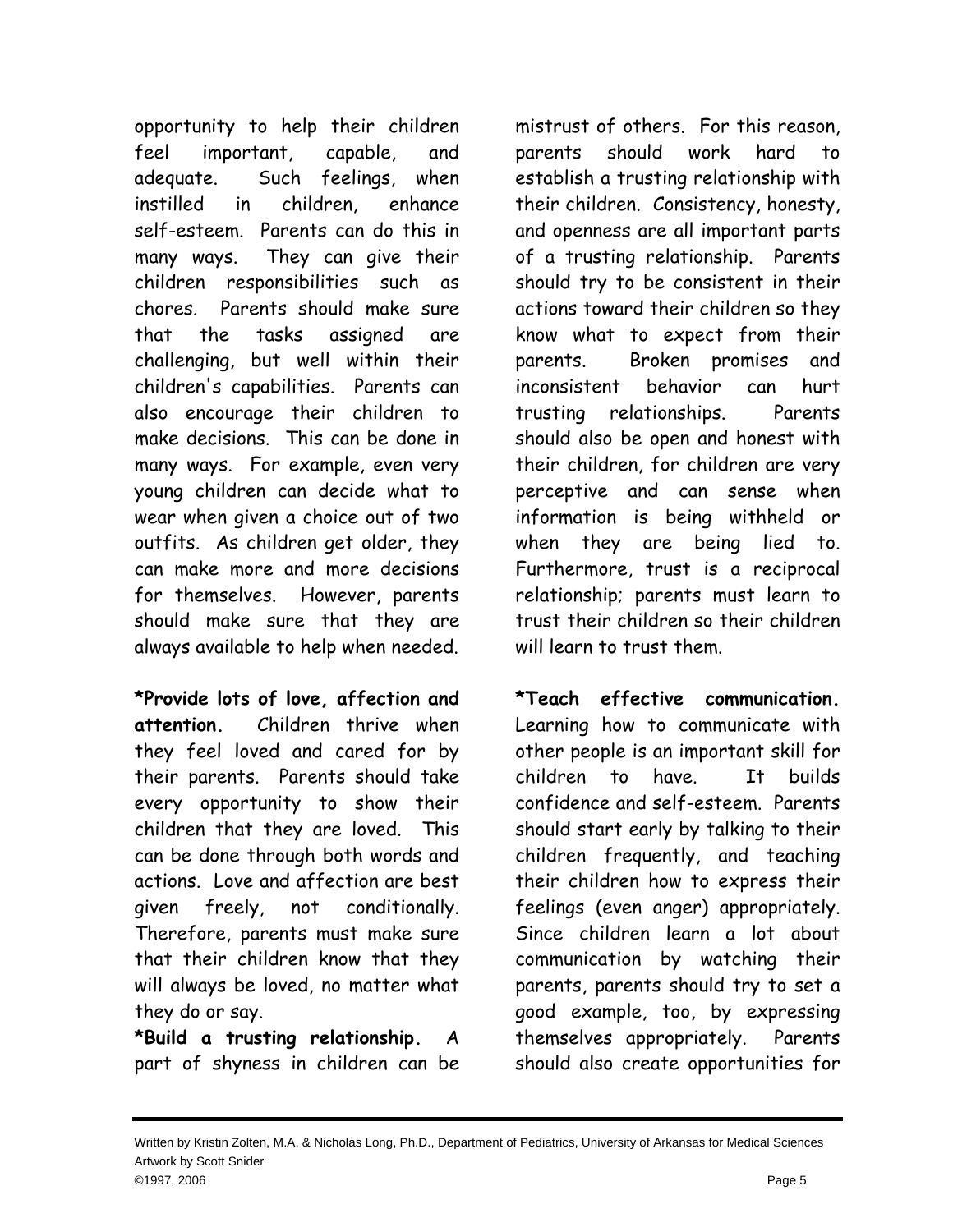opportunity to help their children feel important, capable, and adequate. Such feelings, when instilled in children, enhance self-esteem. Parents can do this in many ways. They can give their children responsibilities such as chores. Parents should make sure that the tasks assigned are challenging, but well within their children's capabilities. Parents can also encourage their children to make decisions. This can be done in many ways. For example, even very young children can decide what to wear when given a choice out of two outfits. As children get older, they can make more and more decisions for themselves. However, parents should make sure that they are always available to help when needed.

**\*Provide lots of love, affection and attention.** Children thrive when they feel loved and cared for by their parents. Parents should take every opportunity to show their children that they are loved. This can be done through both words and actions. Love and affection are best given freely, not conditionally. Therefore, parents must make sure that their children know that they will always be loved, no matter what they do or say.

**\*Build a trusting relationship.** A part of shyness in children can be mistrust of others. For this reason, parents should work hard to establish a trusting relationship with their children. Consistency, honesty, and openness are all important parts of a trusting relationship. Parents should try to be consistent in their actions toward their children so they know what to expect from their parents. Broken promises and inconsistent behavior can hurt trusting relationships. Parents should also be open and honest with their children, for children are very perceptive and can sense when information is being withheld or when they are being lied to. Furthermore, trust is a reciprocal relationship; parents must learn to trust their children so their children will learn to trust them.

**\*Teach effective communication.** Learning how to communicate with other people is an important skill for children to have. It builds confidence and self-esteem. Parents should start early by talking to their children frequently, and teaching their children how to express their feelings (even anger) appropriately. Since children learn a lot about communication by watching their parents, parents should try to set a good example, too, by expressing themselves appropriately. Parents should also create opportunities for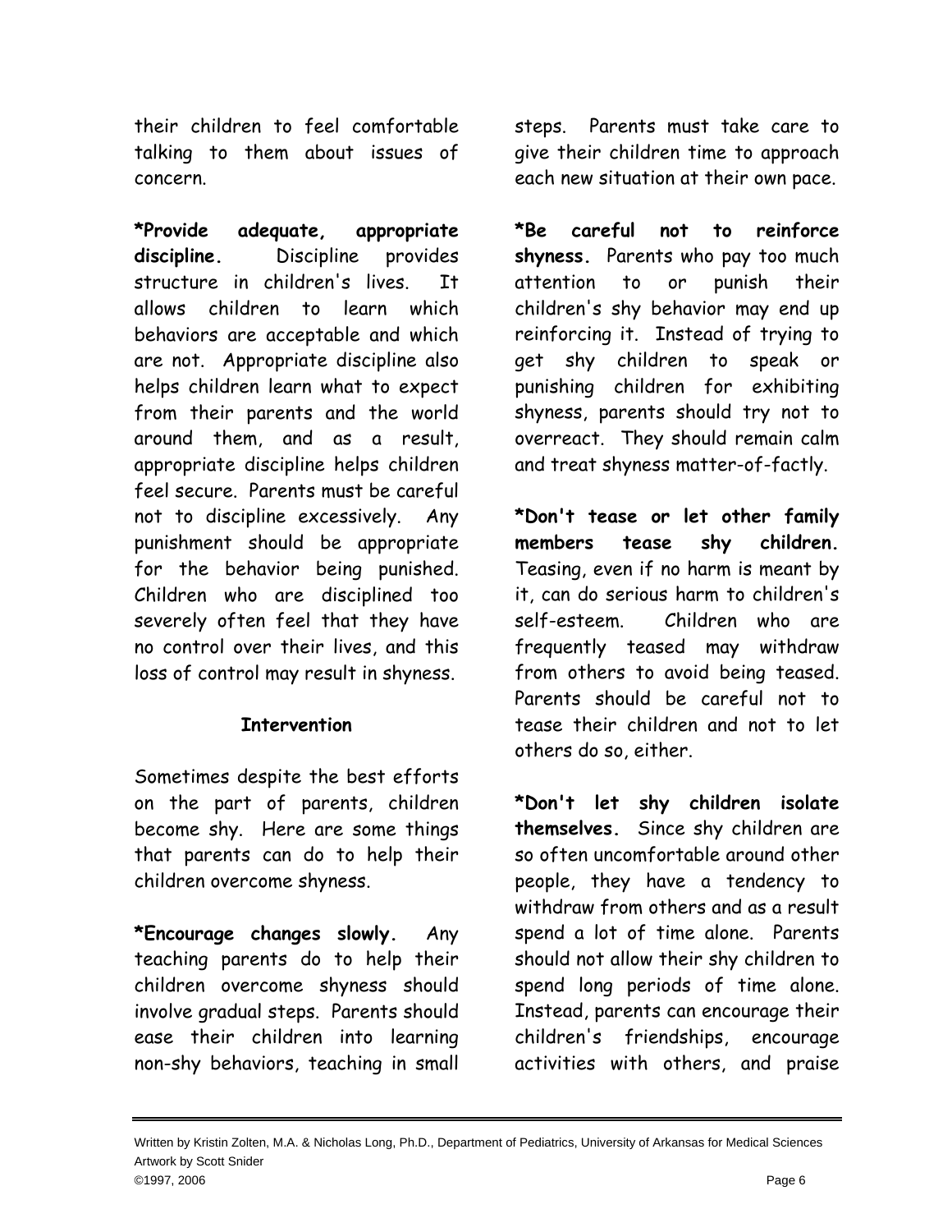their children to feel comfortable talking to them about issues of concern.

**\*Provide adequate, appropriate discipline.** Discipline provides structure in children's lives. It allows children to learn which behaviors are acceptable and which are not. Appropriate discipline also helps children learn what to expect from their parents and the world around them, and as a result, appropriate discipline helps children feel secure. Parents must be careful not to discipline excessively. Any punishment should be appropriate for the behavior being punished. Children who are disciplined too severely often feel that they have no control over their lives, and this loss of control may result in shyness.

**Intervention**

Sometimes despite the best efforts on the part of parents, children become shy. Here are some things that parents can do to help their children overcome shyness.

**\*Encourage changes slowly.** Any teaching parents do to help their children overcome shyness should involve gradual steps. Parents should ease their children into learning non-shy behaviors, teaching in small steps. Parents must take care to give their children time to approach each new situation at their own pace.

**\*Be careful not to reinforce shyness.** Parents who pay too much attention to or punish their children's shy behavior may end up reinforcing it. Instead of trying to get shy children to speak or punishing children for exhibiting shyness, parents should try not to overreact. They should remain calm and treat shyness matter-of-factly.

**\*Don't tease or let other family members tease shy children.** Teasing, even if no harm is meant by it, can do serious harm to children's self-esteem. Children who are frequently teased may withdraw from others to avoid being teased. Parents should be careful not to tease their children and not to let others do so, either.

**\*Don't let shy children isolate themselves.** Since shy children are so often uncomfortable around other people, they have a tendency to withdraw from others and as a result spend a lot of time alone. Parents should not allow their shy children to spend long periods of time alone. Instead, parents can encourage their children's friendships, encourage activities with others, and praise

Written by Kristin Zolten, M.A. & Nicholas Long, Ph.D., Department of Pediatrics, University of Arkansas for Medical Sciences
Artwork by Scott Snider
©1997, 2006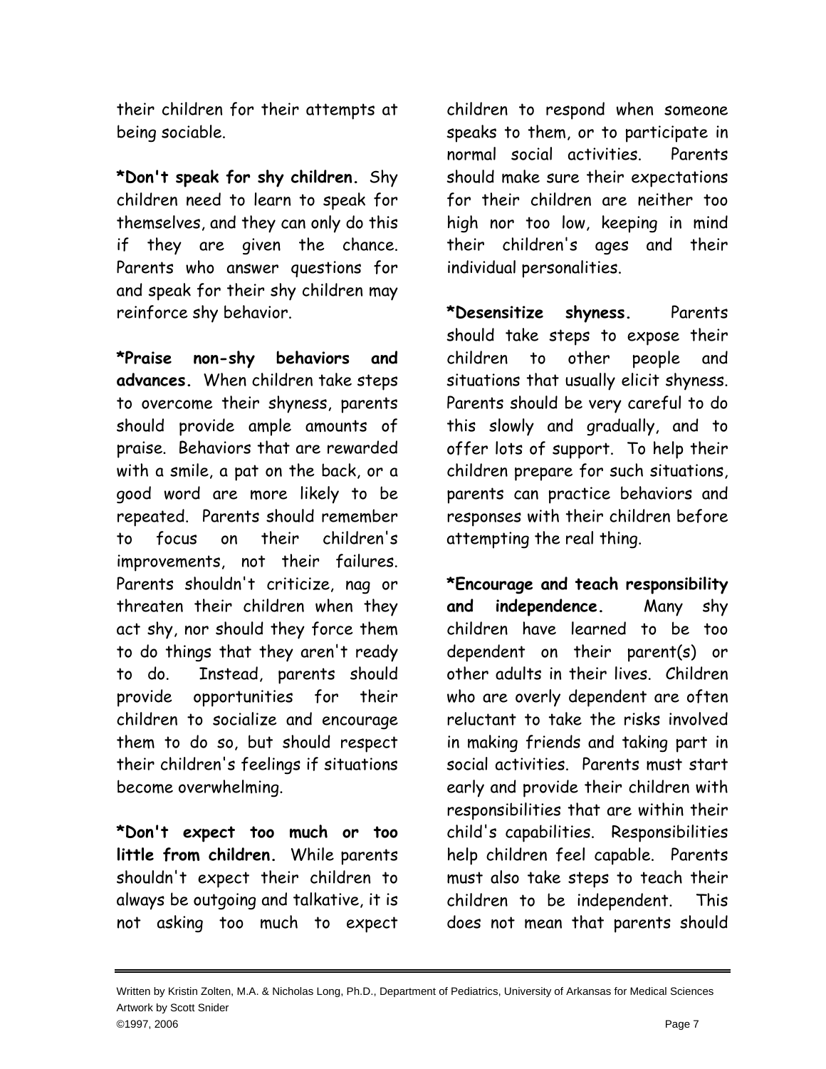their children for their attempts at being sociable.

**\*Don't speak for shy children.** Shy children need to learn to speak for themselves, and they can only do this if they are given the chance. Parents who answer questions for and speak for their shy children may reinforce shy behavior.

**\*Praise non-shy behaviors and advances.** When children take steps to overcome their shyness, parents should provide ample amounts of praise. Behaviors that are rewarded with a smile, a pat on the back, or a good word are more likely to be repeated. Parents should remember to focus on their children's improvements, not their failures. Parents shouldn't criticize, nag or threaten their children when they act shy, nor should they force them to do things that they aren't ready to do. Instead, parents should provide opportunities for their children to socialize and encourage them to do so, but should respect their children's feelings if situations become overwhelming.

**\*Don't expect too much or too little from children.** While parents shouldn't expect their children to always be outgoing and talkative, it is not asking too much to expect children to respond when someone speaks to them, or to participate in normal social activities. Parents should make sure their expectations for their children are neither too high nor too low, keeping in mind their children's ages and their individual personalities.

**\*Desensitize shyness.** Parents should take steps to expose their children to other people and situations that usually elicit shyness. Parents should be very careful to do this slowly and gradually, and to offer lots of support. To help their children prepare for such situations, parents can practice behaviors and responses with their children before attempting the real thing.

**\*Encourage and teach responsibility and independence.** Many shy children have learned to be too dependent on their parent(s) or other adults in their lives. Children who are overly dependent are often reluctant to take the risks involved in making friends and taking part in social activities. Parents must start early and provide their children with responsibilities that are within their child's capabilities. Responsibilities help children feel capable. Parents must also take steps to teach their children to be independent. This does not mean that parents should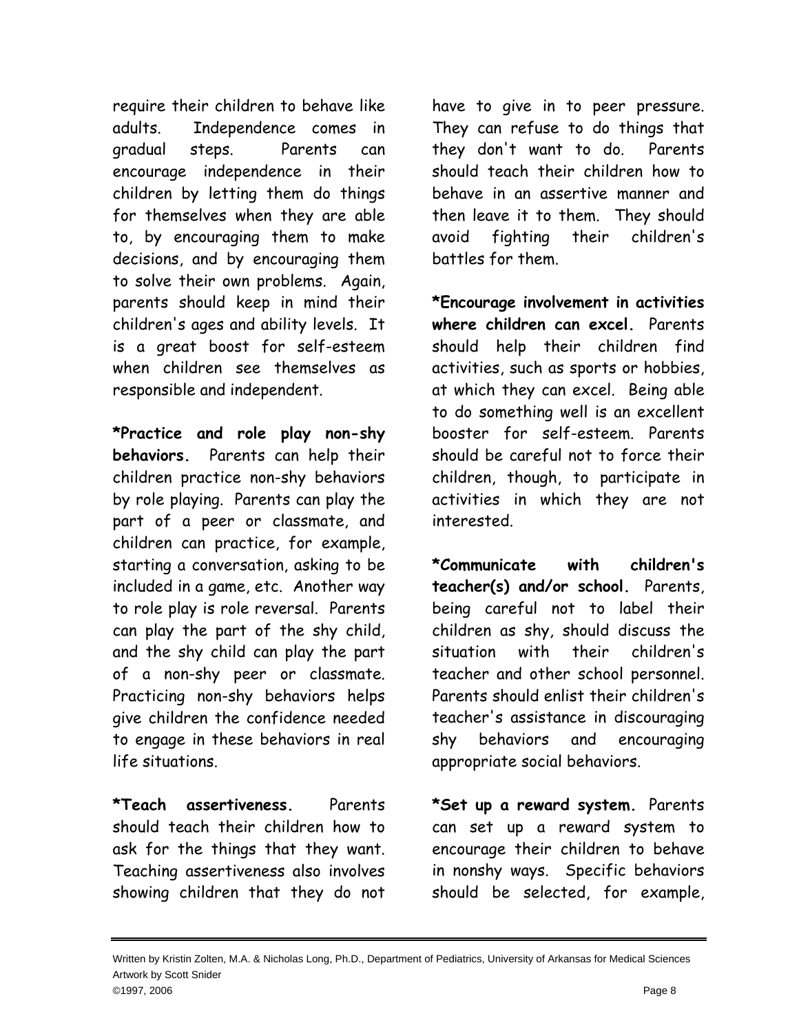require their children to behave like adults. Independence comes in gradual steps. Parents can encourage independence in their children by letting them do things for themselves when they are able to, by encouraging them to make decisions, and by encouraging them to solve their own problems. Again, parents should keep in mind their children's ages and ability levels. It is a great boost for self-esteem when children see themselves as responsible and independent.

**\*Practice and role play non-shy behaviors.** Parents can help their children practice non-shy behaviors by role playing. Parents can play the part of a peer or classmate, and children can practice, for example, starting a conversation, asking to be included in a game, etc. Another way to role play is role reversal. Parents can play the part of the shy child, and the shy child can play the part of a non-shy peer or classmate. Practicing non-shy behaviors helps give children the confidence needed to engage in these behaviors in real life situations.

**\*Teach assertiveness.** Parents should teach their children how to ask for the things that they want. Teaching assertiveness also involves showing children that they do not have to give in to peer pressure. They can refuse to do things that they don't want to do. Parents should teach their children how to behave in an assertive manner and then leave it to them. They should avoid fighting their children's battles for them.

**\*Encourage involvement in activities where children can excel.** Parents should help their children find activities, such as sports or hobbies, at which they can excel. Being able to do something well is an excellent booster for self-esteem. Parents should be careful not to force their children, though, to participate in activities in which they are not interested.

**\*Communicate with children's teacher(s) and/or school.** Parents, being careful not to label their children as shy, should discuss the situation with their children's teacher and other school personnel. Parents should enlist their children's teacher's assistance in discouraging shy behaviors and encouraging appropriate social behaviors.

**\*Set up a reward system.** Parents can set up a reward system to encourage their children to behave in nonshy ways. Specific behaviors should be selected, for example,

Written by Kristin Zolten, M.A. & Nicholas Long, Ph.D., Department of Pediatrics, University of Arkansas for Medical Sciences
Artwork by Scott Snider
©1997, 2006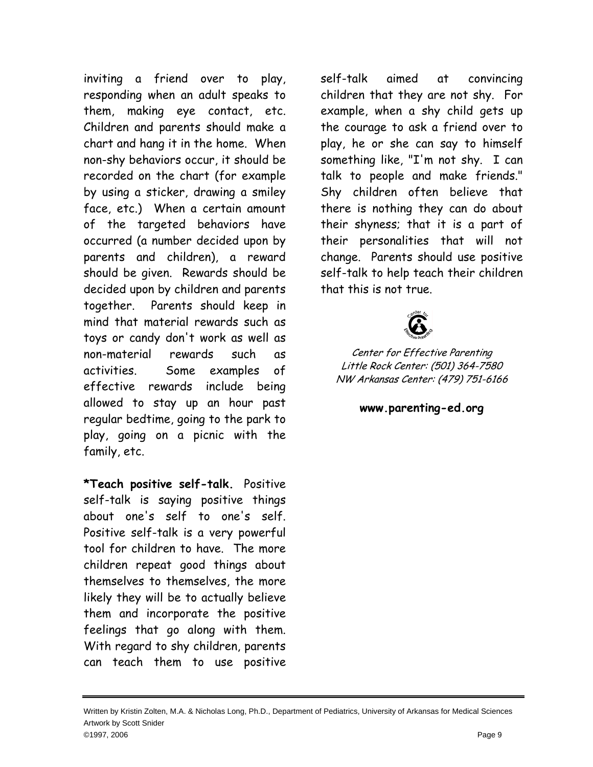inviting a friend over to play, responding when an adult speaks to them, making eye contact, etc. Children and parents should make a chart and hang it in the home. When non-shy behaviors occur, it should be recorded on the chart (for example by using a sticker, drawing a smiley face, etc.) When a certain amount of the targeted behaviors have occurred (a number decided upon by parents and children), a reward should be given. Rewards should be decided upon by children and parents together. Parents should keep in mind that material rewards such as toys or candy don't work as well as non-material rewards such as activities. Some examples of effective rewards include being allowed to stay up an hour past regular bedtime, going to the park to play, going on a picnic with the family, etc.

**\*Teach positive self-talk.** Positive self-talk is saying positive things about one's self to one's self. Positive self-talk is a very powerful tool for children to have. The more children repeat good things about themselves to themselves, the more likely they will be to actually believe them and incorporate the positive feelings that go along with them. With regard to shy children, parents can teach them to use positive self-talk aimed at convincing children that they are not shy. For example, when a shy child gets up the courage to ask a friend over to play, he or she can say to himself something like, "I'm not shy. I can talk to people and make friends." Shy children often believe that there is nothing they can do about their shyness; that it is a part of their personalities that will not change. Parents should use positive self-talk to help teach their children that this is not true.

*Center for Effective Parenting*
*Little Rock Center: (501) 364-7580*
*NW Arkansas Center: (479) 751-6166*

**www.parenting-ed.org**

Written by Kristin Zolten, M.A. & Nicholas Long, Ph.D., Department of Pediatrics, University of Arkansas for Medical Sciences
Artwork by Scott Snider
©1997, 2006